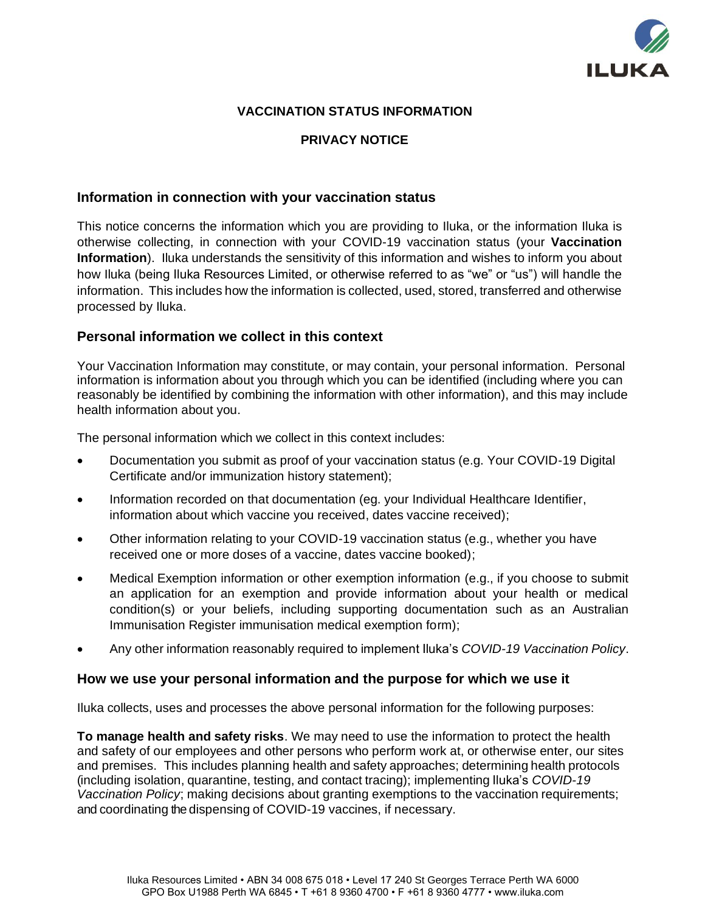**VACCINATION STATUS INFORMATION**

**PRIVACY NOTICE**

## Information in connection with your vaccination status

This notice concerns the information which you are providing to Iluka, or the information Iluka is otherwise collecting, in connection with your COVID-19 vaccination status (your **Vaccination Information**). Iluka understands the sensitivity of this information and wishes to inform you about how Iluka (being Iluka Resources Limited, or otherwise referred to as "we" or "us") will handle the information. This includes how the information is collected, used, stored, transferred and otherwise processed by Iluka.

## Personal information we collect in this context

Your Vaccination Information may constitute, or may contain, your personal information. Personal information is information about you through which you can be identified (including where you can reasonably be identified by combining the information with other information), and this may include health information about you.

The personal information which we collect in this context includes:

- Documentation you submit as proof of your vaccination status (e.g. Your COVID-19 Digital Certificate and/or immunization history statement);
- Information recorded on that documentation (eg. your Individual Healthcare Identifier, information about which vaccine you received, dates vaccine received);
- Other information relating to your COVID-19 vaccination status (e.g., whether you have received one or more doses of a vaccine, dates vaccine booked);
- Medical Exemption information or other exemption information (e.g., if you choose to submit an application for an exemption and provide information about your health or medical condition(s) or your beliefs, including supporting documentation such as an Australian Immunisation Register immunisation medical exemption form);
- Any other information reasonably required to implement Iluka's *COVID-19 Vaccination Policy*.

## How we use your personal information and the purpose for which we use it

Iluka collects, uses and processes the above personal information for the following purposes:

**To manage health and safety risks**. We may need to use the information to protect the health and safety of our employees and other persons who perform work at, or otherwise enter, our sites and premises. This includes planning health and safety approaches; determining health protocols (including isolation, quarantine, testing, and contact tracing); implementing Iluka's *COVID-19 Vaccination Policy*; making decisions about granting exemptions to the vaccination requirements; and coordinating the dispensing of COVID-19 vaccines, if necessary.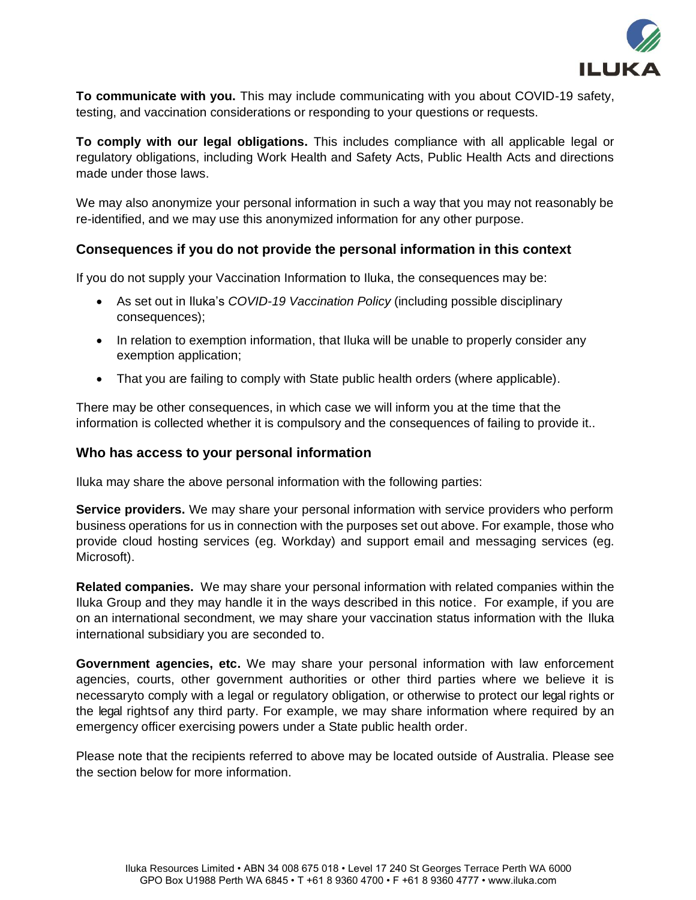**To communicate with you.** This may include communicating with you about COVID-19 safety, testing, and vaccination considerations or responding to your questions or requests.

**To comply with our legal obligations.** This includes compliance with all applicable legal or regulatory obligations, including Work Health and Safety Acts, Public Health Acts and directions made under those laws.

We may also anonymize your personal information in such a way that you may not reasonably be re-identified, and we may use this anonymized information for any other purpose.

## Consequences if you do not provide the personal information in this context

If you do not supply your Vaccination Information to Iluka, the consequences may be:

- As set out in Iluka's *COVID-19 Vaccination Policy* (including possible disciplinary consequences);
- In relation to exemption information, that Iluka will be unable to properly consider any exemption application;
- That you are failing to comply with State public health orders (where applicable).

There may be other consequences, in which case we will inform you at the time that the information is collected whether it is compulsory and the consequences of failing to provide it..

## Who has access to your personal information

Iluka may share the above personal information with the following parties:

**Service providers.** We may share your personal information with service providers who perform business operations for us in connection with the purposes set out above. For example, those who provide cloud hosting services (eg. Workday) and support email and messaging services (eg. Microsoft).

**Related companies.** We may share your personal information with related companies within the Iluka Group and they may handle it in the ways described in this notice. For example, if you are on an international secondment, we may share your vaccination status information with the Iluka international subsidiary you are seconded to.

**Government agencies, etc.** We may share your personal information with law enforcement agencies, courts, other government authorities or other third parties where we believe it is necessaryto comply with a legal or regulatory obligation, or otherwise to protect our legal rights or the legal rightsof any third party. For example, we may share information where required by an emergency officer exercising powers under a State public health order.

Please note that the recipients referred to above may be located outside of Australia. Please see the section below for more information.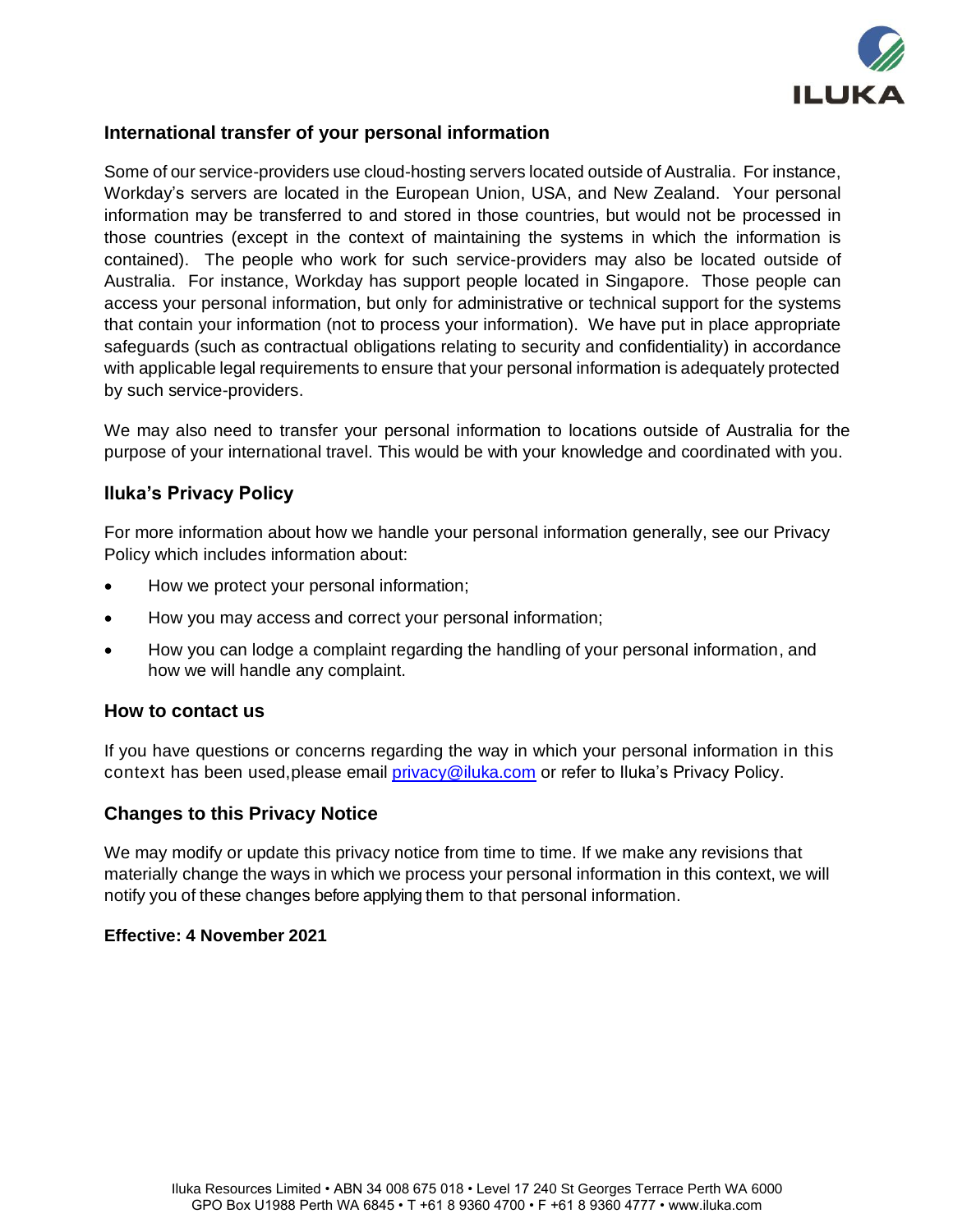## International transfer of your personal information

Some of our service-providers use cloud-hosting servers located outside of Australia. For instance, Workday's servers are located in the European Union, USA, and New Zealand. Your personal information may be transferred to and stored in those countries, but would not be processed in those countries (except in the context of maintaining the systems in which the information is contained). The people who work for such service-providers may also be located outside of Australia. For instance, Workday has support people located in Singapore. Those people can access your personal information, but only for administrative or technical support for the systems that contain your information (not to process your information). We have put in place appropriate safeguards (such as contractual obligations relating to security and confidentiality) in accordance with applicable legal requirements to ensure that your personal information is adequately protected by such service-providers.

We may also need to transfer your personal information to locations outside of Australia for the purpose of your international travel. This would be with your knowledge and coordinated with you.

## Iluka's Privacy Policy

For more information about how we handle your personal information generally, see our Privacy Policy which includes information about:

- How we protect your personal information;
- How you may access and correct your personal information;
- How you can lodge a complaint regarding the handling of your personal information, and how we will handle any complaint.

## How to contact us

If you have questions or concerns regarding the way in which your personal information in this context has been used,please email [privacy@iluka.com](mailto:privacy@iluka.com) or refer to Iluka's Privacy Policy.

## Changes to this Privacy Notice

We may modify or update this privacy notice from time to time. If we make any revisions that materially change the ways in which we process your personal information in this context, we will notify you of these changes before applying them to that personal information.

**Effective: 4 November 2021**

Iluka Resources Limited • ABN 34 008 675 018 • Level 17 240 St Georges Terrace Perth WA 6000
GPO Box U1988 Perth WA 6845 • T +61 8 9360 4700 • F +61 8 9360 4777 • www.iluka.com